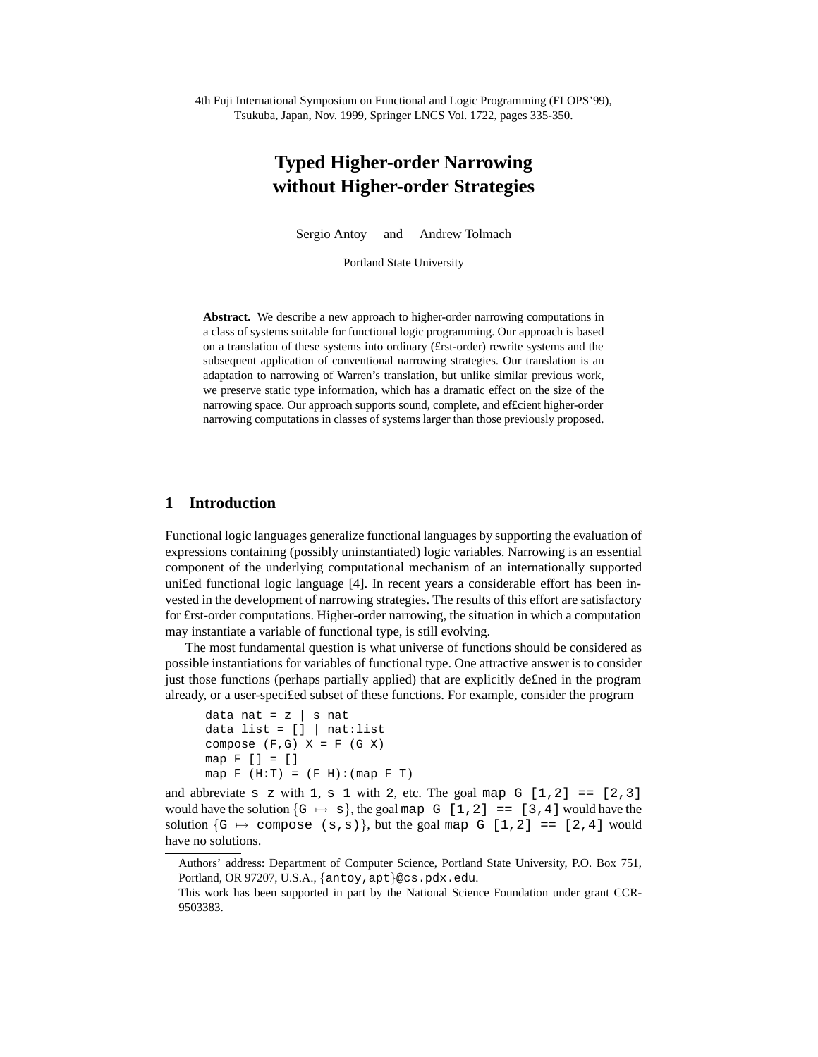4th Fuji International Symposium on Functional and Logic Programming (FLOPS'99), Tsukuba, Japan, Nov. 1999, Springer LNCS Vol. 1722, pages 335-350.

# Typed Higher-order Narrowing without Higher-order Strategies

Sergio Antoy and Andrew Tolmach

Portland State University

**Abstract.** We describe a new approach to higher-order narrowing computations in a class of systems suitable for functional logic programming. Our approach is based on a translation of these systems into ordinary (first-order) rewrite systems and the subsequent application of conventional narrowing strategies. Our translation is an adaptation to narrowing of Warren's translation, but unlike similar previous work, we preserve static type information, which has a dramatic effect on the size of the narrowing space. Our approach supports sound, complete, and efficient higher-order narrowing computations in classes of systems larger than those previously proposed.

## 1 Introduction

Functional logic languages generalize functional languages by supporting the evaluation of expressions containing (possibly uninstantiated) logic variables. Narrowing is an essential component of the underlying computational mechanism of an internationally supported unified functional logic language [4]. In recent years a considerable effort has been invested in the development of narrowing strategies. The results of this effort are satisfactory for first-order computations. Higher-order narrowing, the situation in which a computation may instantiate a variable of functional type, is still evolving.

The most fundamental question is what universe of functions should be considered as possible instantiations for variables of functional type. One attractive answer is to consider just those functions (perhaps partially applied) that are explicitly defined in the program already, or a user-specified subset of these functions. For example, consider the program

```
data nat = z | s nat
data list = [] | nat:list
compose (F,G) X = F (G X)
map F [] = []
map F (H:T) = (F H):(map F T)
```

and abbreviate `s z` with `1`, `s 1` with `2`, etc. The goal `map G [1,2] == [2,3]` would have the solution {`G` $\mapsto$ `s`}, the goal `map G [1,2] == [3,4]` would have the solution {`G` $\mapsto$ `compose (s,s)`}, but the goal `map G [1,2] == [2,4]` would have no solutions.

---

Authors' address: Department of Computer Science, Portland State University, P.O. Box 751, Portland, OR 97207, U.S.A., {`antoy,apt`}`@cs.pdx.edu`.

This work has been supported in part by the National Science Foundation under grant CCR-9503383.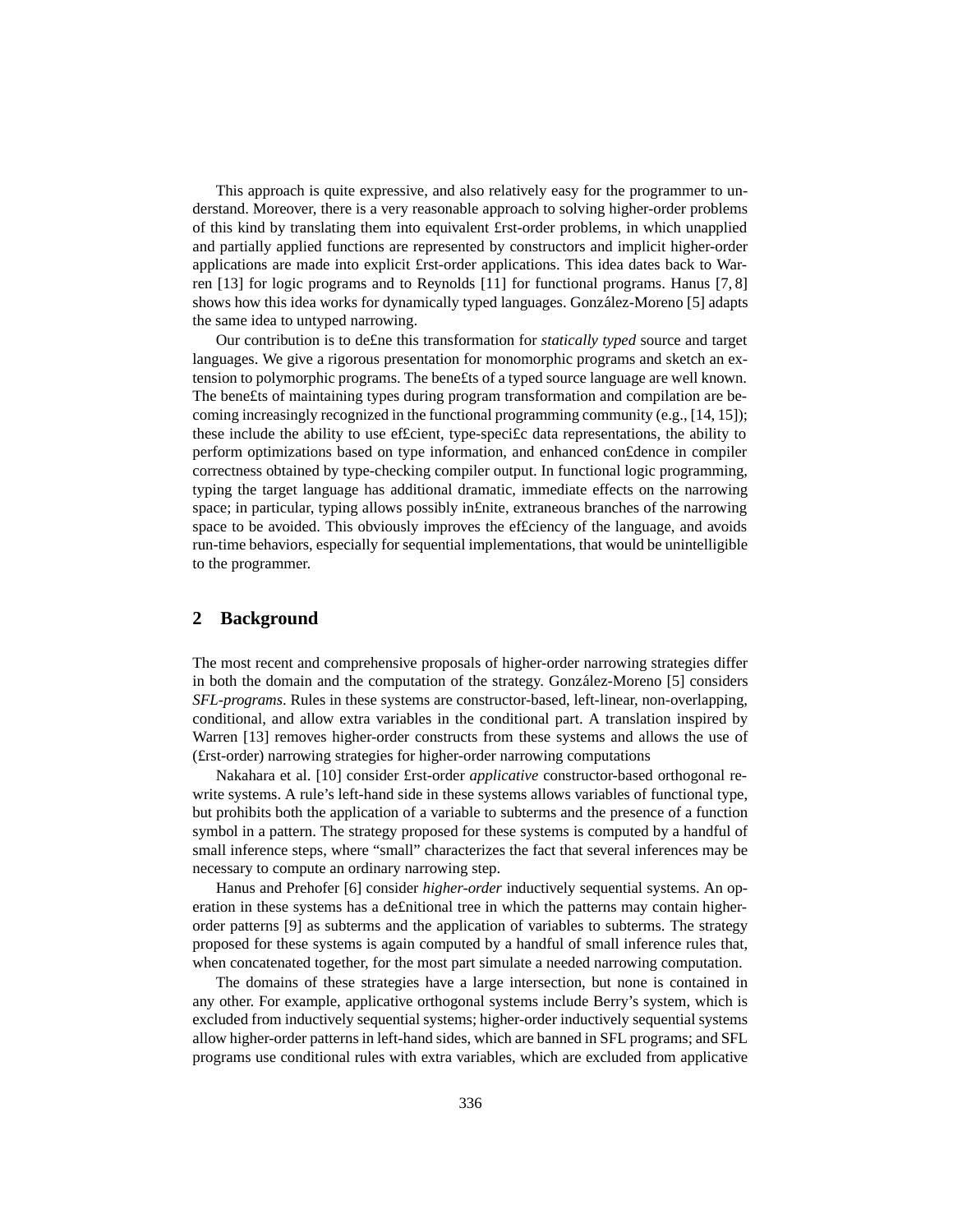This approach is quite expressive, and also relatively easy for the programmer to understand. Moreover, there is a very reasonable approach to solving higher-order problems of this kind by translating them into equivalent first-order problems, in which unapplied and partially applied functions are represented by constructors and implicit higher-order applications are made into explicit first-order applications. This idea dates back to Warren [13] for logic programs and to Reynolds [11] for functional programs. Hanus [7, 8] shows how this idea works for dynamically typed languages. González-Moreno [5] adapts the same idea to untyped narrowing.

Our contribution is to define this transformation for *statically typed* source and target languages. We give a rigorous presentation for monomorphic programs and sketch an extension to polymorphic programs. The benefits of a typed source language are well known. The benefits of maintaining types during program transformation and compilation are becoming increasingly recognized in the functional programming community (e.g., [14, 15]); these include the ability to use efficient, type-specific data representations, the ability to perform optimizations based on type information, and enhanced confidence in compiler correctness obtained by type-checking compiler output. In functional logic programming, typing the target language has additional dramatic, immediate effects on the narrowing space; in particular, typing allows possibly infinite, extraneous branches of the narrowing space to be avoided. This obviously improves the efficiency of the language, and avoids run-time behaviors, especially for sequential implementations, that would be unintelligible to the programmer.

## 2 Background

The most recent and comprehensive proposals of higher-order narrowing strategies differ in both the domain and the computation of the strategy. González-Moreno [5] considers *SFL-programs*. Rules in these systems are constructor-based, left-linear, non-overlapping, conditional, and allow extra variables in the conditional part. A translation inspired by Warren [13] removes higher-order constructs from these systems and allows the use of (first-order) narrowing strategies for higher-order narrowing computations

Nakahara et al. [10] consider first-order *applicative* constructor-based orthogonal rewrite systems. A rule's left-hand side in these systems allows variables of functional type, but prohibits both the application of a variable to subterms and the presence of a function symbol in a pattern. The strategy proposed for these systems is computed by a handful of small inference steps, where "small" characterizes the fact that several inferences may be necessary to compute an ordinary narrowing step.

Hanus and Prehofer [6] consider *higher-order* inductively sequential systems. An operation in these systems has a definitional tree in which the patterns may contain higher-order patterns [9] as subterms and the application of variables to subterms. The strategy proposed for these systems is again computed by a handful of small inference rules that, when concatenated together, for the most part simulate a needed narrowing computation.

The domains of these strategies have a large intersection, but none is contained in any other. For example, applicative orthogonal systems include Berry's system, which is excluded from inductively sequential systems; higher-order inductively sequential systems allow higher-order patterns in left-hand sides, which are banned in SFL programs; and SFL programs use conditional rules with extra variables, which are excluded from applicative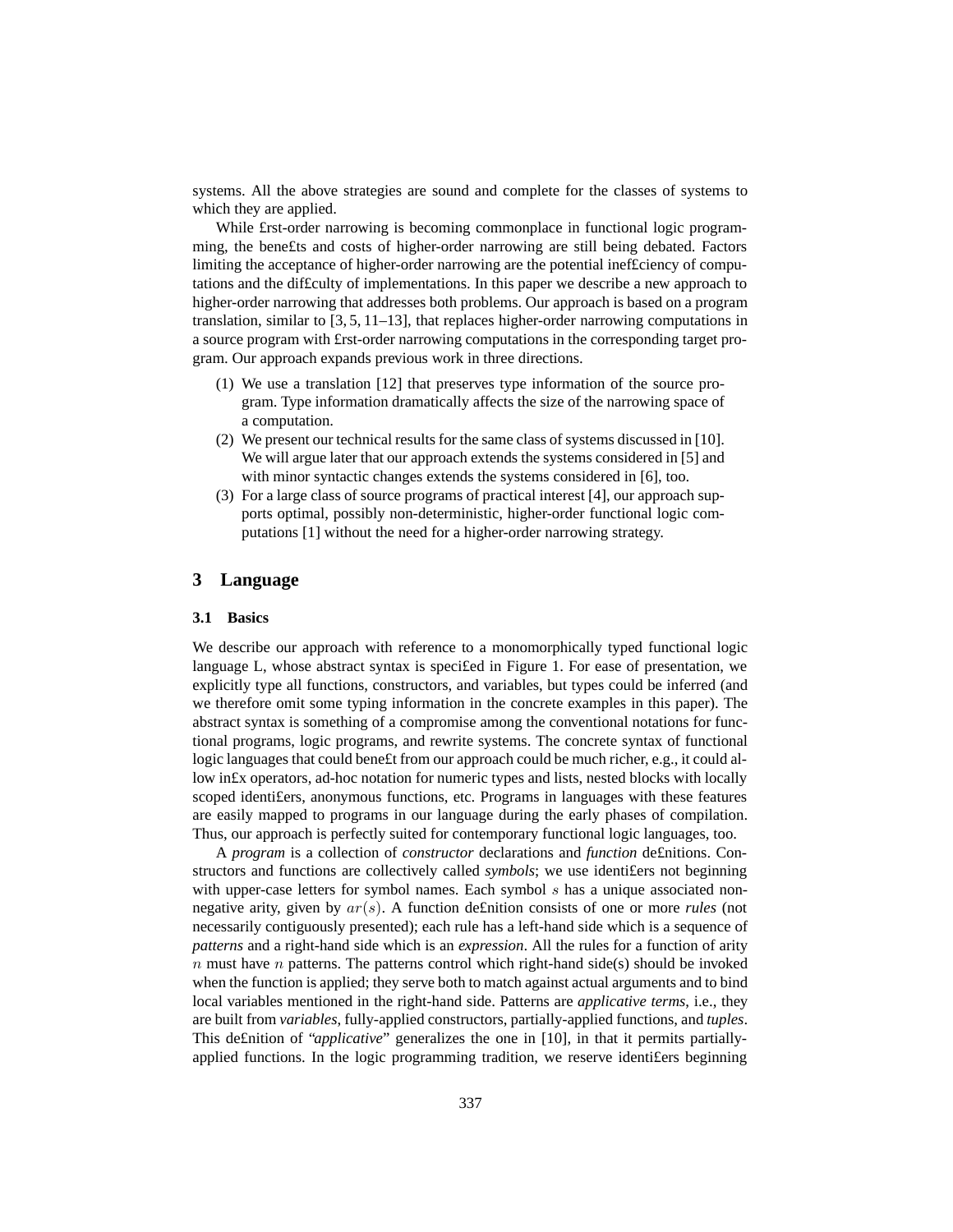systems. All the above strategies are sound and complete for the classes of systems to which they are applied.

While first-order narrowing is becoming commonplace in functional logic programming, the benefits and costs of higher-order narrowing are still being debated. Factors limiting the acceptance of higher-order narrowing are the potential inefficiency of computations and the difficulty of implementations. In this paper we describe a new approach to higher-order narrowing that addresses both problems. Our approach is based on a program translation, similar to [3, 5, 11–13], that replaces higher-order narrowing computations in a source program with first-order narrowing computations in the corresponding target program. Our approach expands previous work in three directions.

(1) We use a translation [12] that preserves type information of the source program. Type information dramatically affects the size of the narrowing space of a computation.

(2) We present our technical results for the same class of systems discussed in [10]. We will argue later that our approach extends the systems considered in [5] and with minor syntactic changes extends the systems considered in [6], too.

(3) For a large class of source programs of practical interest [4], our approach supports optimal, possibly non-deterministic, higher-order functional logic computations [1] without the need for a higher-order narrowing strategy.

## 3 Language

### 3.1 Basics

We describe our approach with reference to a monomorphically typed functional logic language L, whose abstract syntax is specified in Figure 1. For ease of presentation, we explicitly type all functions, constructors, and variables, but types could be inferred (and we therefore omit some typing information in the concrete examples in this paper). The abstract syntax is something of a compromise among the conventional notations for functional programs, logic programs, and rewrite systems. The concrete syntax of functional logic languages that could benefit from our approach could be much richer, e.g., it could allow infix operators, ad-hoc notation for numeric types and lists, nested blocks with locally scoped identifiers, anonymous functions, etc. Programs in languages with these features are easily mapped to programs in our language during the early phases of compilation. Thus, our approach is perfectly suited for contemporary functional logic languages, too.

A *program* is a collection of *constructor* declarations and *function* definitions. Constructors and functions are collectively called *symbols*; we use identifiers not beginning with upper-case letters for symbol names. Each symbol $s$ has a unique associated non-negative arity, given by $ar(s)$. A function definition consists of one or more *rules* (not necessarily contiguously presented); each rule has a left-hand side which is a sequence of *patterns* and a right-hand side which is an *expression*. All the rules for a function of arity $n$ must have $n$ patterns. The patterns control which right-hand side(s) should be invoked when the function is applied; they serve both to match against actual arguments and to bind local variables mentioned in the right-hand side. Patterns are *applicative terms*, i.e., they are built from *variables*, fully-applied constructors, partially-applied functions, and *tuples*. This definition of "*applicative*" generalizes the one in [10], in that it permits partially-applied functions. In the logic programming tradition, we reserve identifiers beginning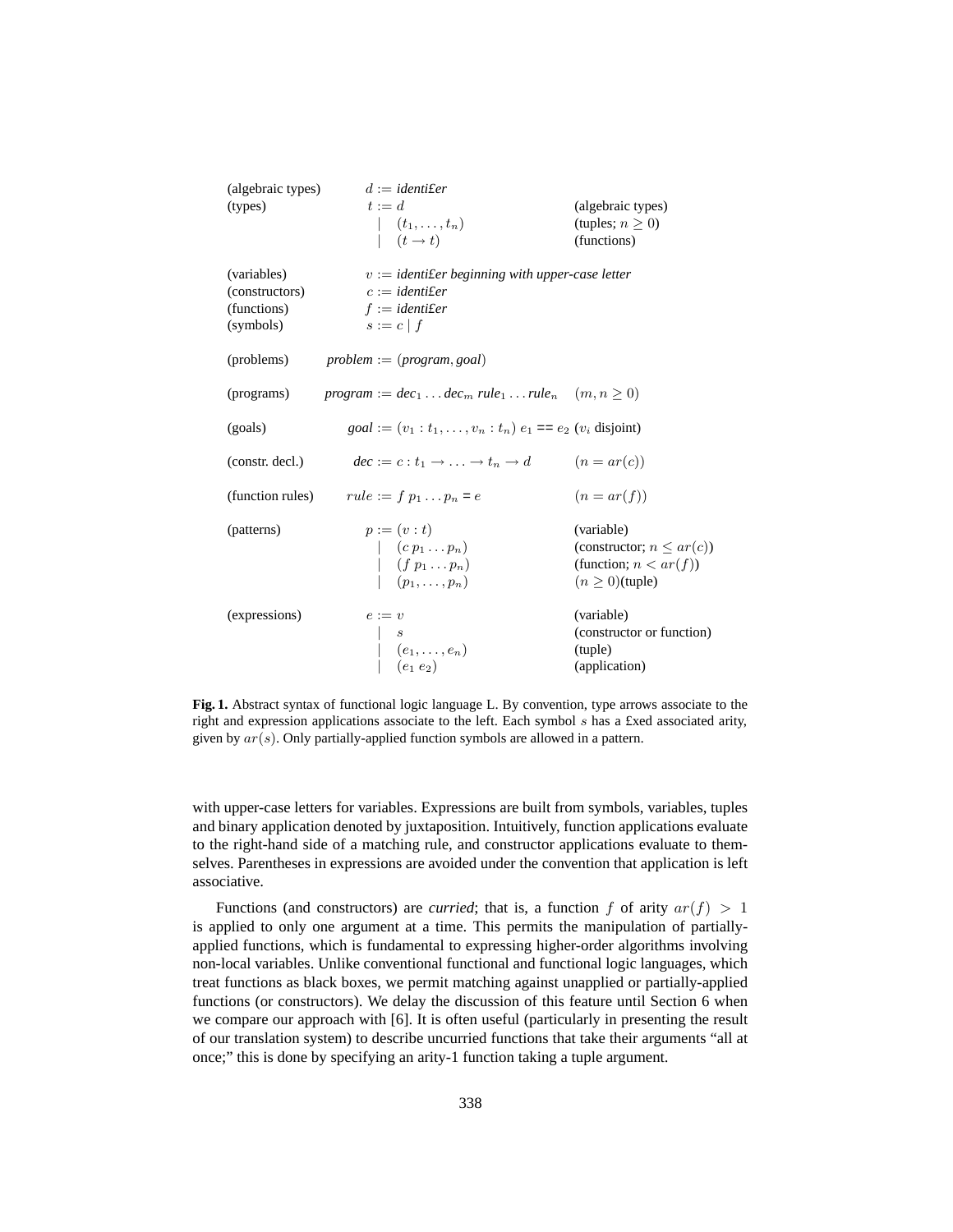| | | |
|---|---|---|
| (algebraic types) | $d :=$ *identifier* | |
| (types) | $t := d$ | (algebraic types) |
| | $\mid\ (t_1, \ldots, t_n)$ | (tuples; $n \geq 0$) |
| | $\mid\ (t \to t)$ | (functions) |
| (variables) | $v :=$ *identifier beginning with upper-case letter* | |
| (constructors) | $c :=$ *identifier* | |
| (functions) | $f :=$ *identifier* | |
| (symbols) | $s := c \mid f$ | |
| (problems) | *problem* $:=$ (*program*, *goal*) | |
| (programs) | *program* $:=$ *dec*$_1 \ldots$ *dec*$_m$ *rule*$_1 \ldots$ *rule*$_n$ | $(m, n \geq 0)$ |
| (goals) | *goal* $:= (v_1 : t_1, \ldots, v_n : t_n)\ e_1$ == $e_2$ | ($v_i$ disjoint) |
| (constr. decl.) | *dec* $:= c : t_1 \to \ldots \to t_n \to d$ | $(n = ar(c))$ |
| (function rules) | $rule := f\ p_1 \ldots p_n = e$ | $(n = ar(f))$ |
| (patterns) | $p := (v : t)$ | (variable) |
| | $\mid\ (c\ p_1 \ldots p_n)$ | (constructor; $n \leq ar(c)$) |
| | $\mid\ (f\ p_1 \ldots p_n)$ | (function; $n < ar(f)$) |
| | $\mid\ (p_1, \ldots, p_n)$ | $(n \geq 0)$(tuple) |
| (expressions) | $e := v$ | (variable) |
| | $\mid\ s$ | (constructor or function) |
| | $\mid\ (e_1, \ldots, e_n)$ | (tuple) |
| | $\mid\ (e_1\ e_2)$ | (application) |

**Fig. 1.** Abstract syntax of functional logic language L. By convention, type arrows associate to the right and expression applications associate to the left. Each symbol $s$ has a fixed associated arity, given by $ar(s)$. Only partially-applied function symbols are allowed in a pattern.

with upper-case letters for variables. Expressions are built from symbols, variables, tuples and binary application denoted by juxtaposition. Intuitively, function applications evaluate to the right-hand side of a matching rule, and constructor applications evaluate to themselves. Parentheses in expressions are avoided under the convention that application is left associative.

Functions (and constructors) are *curried*; that is, a function $f$ of arity $ar(f) > 1$ is applied to only one argument at a time. This permits the manipulation of partially-applied functions, which is fundamental to expressing higher-order algorithms involving non-local variables. Unlike conventional functional and functional logic languages, which treat functions as black boxes, we permit matching against unapplied or partially-applied functions (or constructors). We delay the discussion of this feature until Section 6 when we compare our approach with [6]. It is often useful (particularly in presenting the result of our translation system) to describe uncurried functions that take their arguments "all at once;" this is done by specifying an arity-1 function taking a tuple argument.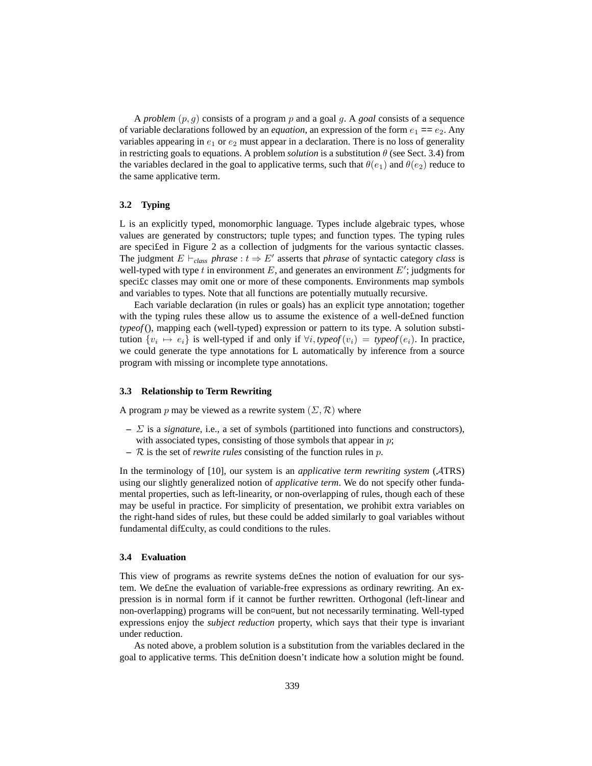A *problem* $(p, g)$ consists of a program $p$ and a goal $g$. A *goal* consists of a sequence of variable declarations followed by an *equation*, an expression of the form $e_1$ == $e_2$. Any variables appearing in $e_1$ or $e_2$ must appear in a declaration. There is no loss of generality in restricting goals to equations. A problem *solution* is a substitution $\theta$ (see Sect. 3.4) from the variables declared in the goal to applicative terms, such that $\theta(e_1)$ and $\theta(e_2)$ reduce to the same applicative term.

### 3.2 Typing

L is an explicitly typed, monomorphic language. Types include algebraic types, whose values are generated by constructors; tuple types; and function types. The typing rules are specified in Figure 2 as a collection of judgments for the various syntactic classes. The judgment $E \vdash_{class}$ *phrase* $: t \Rightarrow E'$ asserts that *phrase* of syntactic category *class* is well-typed with type $t$ in environment $E$, and generates an environment $E'$; judgments for specific classes may omit one or more of these components. Environments map symbols and variables to types. Note that all functions are potentially mutually recursive.

Each variable declaration (in rules or goals) has an explicit type annotation; together with the typing rules these allow us to assume the existence of a well-defined function *typeof*(), mapping each (well-typed) expression or pattern to its type. A solution substitution $\{v_i \mapsto e_i\}$ is well-typed if and only if $\forall i, \textit{typeof}(v_i) = \textit{typeof}(e_i)$. In practice, we could generate the type annotations for L automatically by inference from a source program with missing or incomplete type annotations.

### 3.3 Relationship to Term Rewriting

A program $p$ may be viewed as a rewrite system $(\Sigma, \mathcal{R})$ where

- $\Sigma$ is a *signature*, i.e., a set of symbols (partitioned into functions and constructors), with associated types, consisting of those symbols that appear in $p$;
- $\mathcal{R}$ is the set of *rewrite rules* consisting of the function rules in $p$.

In the terminology of [10], our system is an *applicative term rewriting system* ($\mathcal{A}$TRS) using our slightly generalized notion of *applicative term*. We do not specify other fundamental properties, such as left-linearity, or non-overlapping of rules, though each of these may be useful in practice. For simplicity of presentation, we prohibit extra variables on the right-hand sides of rules, but these could be added similarly to goal variables without fundamental difficulty, as could conditions to the rules.

### 3.4 Evaluation

This view of programs as rewrite systems defines the notion of evaluation for our system. We define the evaluation of variable-free expressions as ordinary rewriting. An expression is in normal form if it cannot be further rewritten. Orthogonal (left-linear and non-overlapping) programs will be confluent, but not necessarily terminating. Well-typed expressions enjoy the *subject reduction* property, which says that their type is invariant under reduction.

As noted above, a problem solution is a substitution from the variables declared in the goal to applicative terms. This definition doesn't indicate how a solution might be found.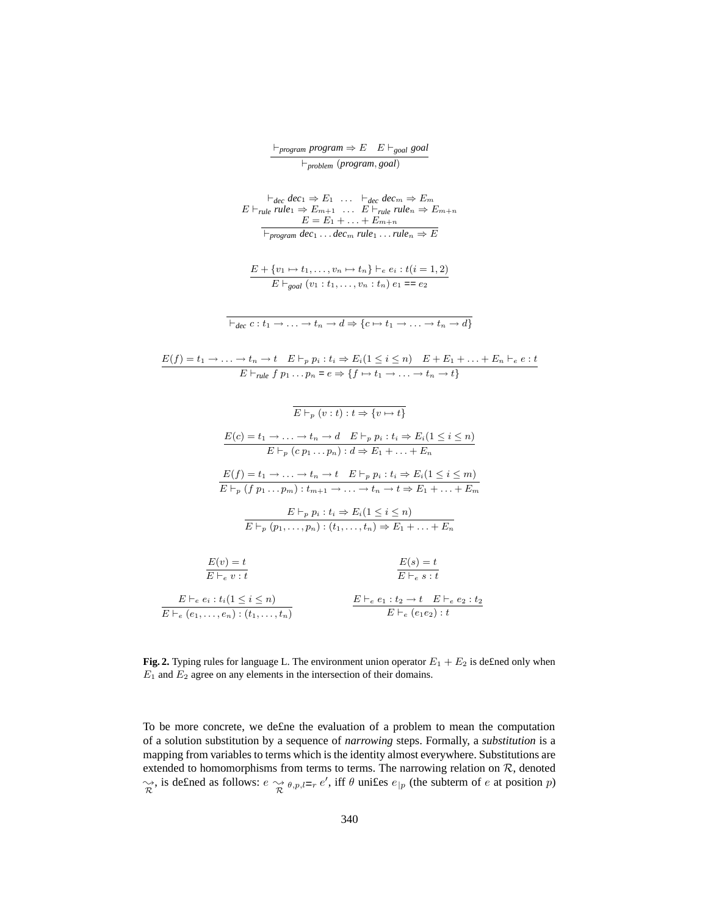$$\frac{\vdash_{\textit{program}}\ \textit{program} \Rightarrow E \quad E \vdash_{\textit{goal}}\ \textit{goal}}{\vdash_{\textit{problem}}\ (\textit{program}, \textit{goal})}$$

$$\frac{\begin{array}{c}\vdash_{\textit{dec}}\ \textit{dec}_1 \Rightarrow E_1 \quad \ldots \quad \vdash_{\textit{dec}}\ \textit{dec}_m \Rightarrow E_m \\ E \vdash_{\textit{rule}}\ \textit{rule}_1 \Rightarrow E_{m+1} \quad \ldots \quad E \vdash_{\textit{rule}}\ \textit{rule}_n \Rightarrow E_{m+n} \\ E = E_1 + \ldots + E_{m+n}\end{array}}{\vdash_{\textit{program}}\ \textit{dec}_1 \ldots \textit{dec}_m\ \textit{rule}_1 \ldots \textit{rule}_n \Rightarrow E}$$

$$\frac{E + \{v_1 \mapsto t_1, \ldots, v_n \mapsto t_n\} \vdash_e e_i : t (i = 1, 2)}{E \vdash_{\textit{goal}}\ (v_1 : t_1, \ldots, v_n : t_n)\ e_1 \texttt{==} e_2}$$

$$\frac{}{\vdash_{\textit{dec}}\ c : t_1 \to \ldots \to t_n \to d \Rightarrow \{c \mapsto t_1 \to \ldots \to t_n \to d\}}$$

$$\frac{E(f) = t_1 \to \ldots \to t_n \to t \quad E \vdash_p p_i : t_i \Rightarrow E_i (1 \le i \le n) \quad E + E_1 + \ldots + E_n \vdash_e e : t}{E \vdash_{\textit{rule}}\ f\ p_1 \ldots p_n \texttt{=} e \Rightarrow \{f \mapsto t_1 \to \ldots \to t_n \to t\}}$$

$$\frac{}{E \vdash_p (v : t) : t \Rightarrow \{v \mapsto t\}}$$

$$\frac{E(c) = t_1 \to \ldots \to t_n \to d \quad E \vdash_p p_i : t_i \Rightarrow E_i (1 \le i \le n)}{E \vdash_p (c\, p_1 \ldots p_n) : d \Rightarrow E_1 + \ldots + E_n}$$

$$\frac{E(f) = t_1 \to \ldots \to t_n \to t \quad E \vdash_p p_i : t_i \Rightarrow E_i (1 \le i \le m)}{E \vdash_p (f\ p_1 \ldots p_m) : t_{m+1} \to \ldots \to t_n \to t \Rightarrow E_1 + \ldots + E_m}$$

$$\frac{E \vdash_p p_i : t_i \Rightarrow E_i (1 \le i \le n)}{E \vdash_p (p_1, \ldots, p_n) : (t_1, \ldots, t_n) \Rightarrow E_1 + \ldots + E_n}$$

$$\frac{E(v) = t}{E \vdash_e v : t} \qquad \frac{E(s) = t}{E \vdash_e s : t}$$

$$\frac{E \vdash_e e_i : t_i (1 \le i \le n)}{E \vdash_e (e_1, \ldots, e_n) : (t_1, \ldots, t_n)} \qquad \frac{E \vdash_e e_1 : t_2 \to t \quad E \vdash_e e_2 : t_2}{E \vdash_e (e_1 e_2) : t}$$

**Fig. 2.** Typing rules for language L. The environment union operator $E_1 + E_2$ is de£ned only when $E_1$ and $E_2$ agree on any elements in the intersection of their domains.

To be more concrete, we de£ne the evaluation of a problem to mean the computation of a solution substitution by a sequence of *narrowing* steps. Formally, a *substitution* is a mapping from variables to terms which is the identity almost everywhere. Substitutions are extended to homomorphisms from terms to terms. The narrowing relation on $\mathcal{R}$, denoted $\underset{\mathcal{R}}{\leadsto}$, is de£ned as follows: $e \underset{\mathcal{R}}{\leadsto}_{\theta,p,l\texttt{=}r}\, e'$, iff $\theta$ uni£es $e_{|p}$ (the subterm of $e$ at position $p$)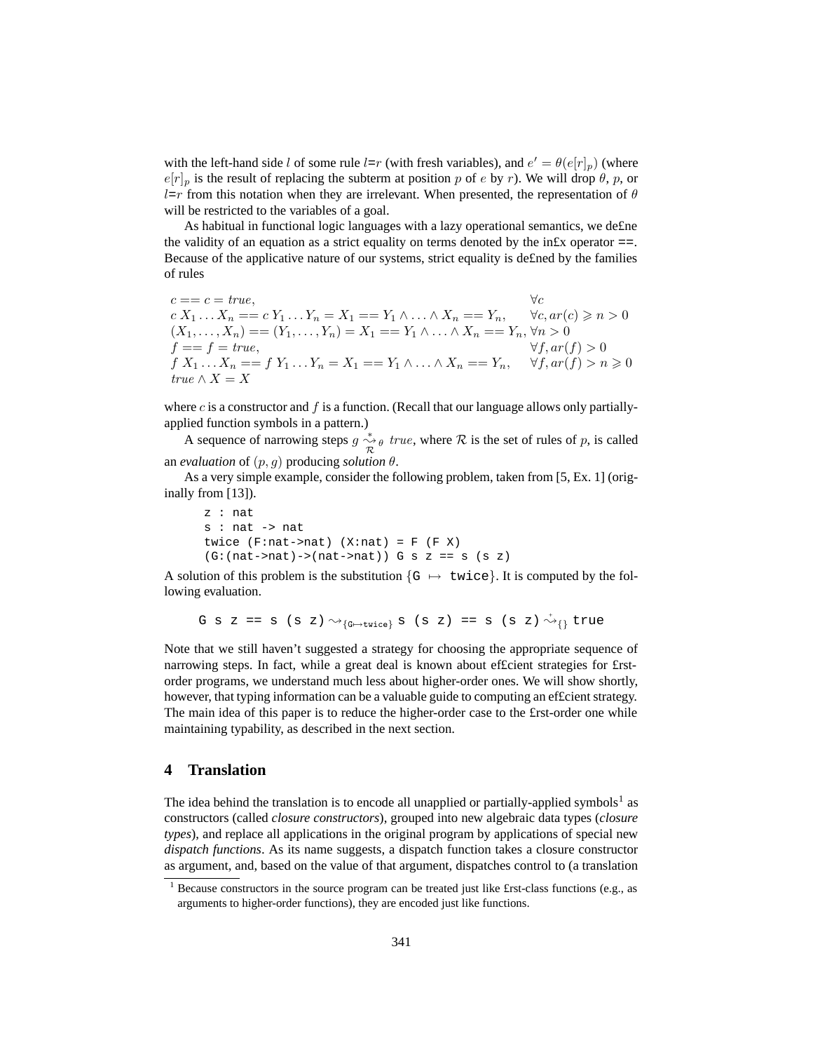with the left-hand side $l$ of some rule $l$=$r$ (with fresh variables), and $e' = \theta(e[r]_p)$ (where $e[r]_p$ is the result of replacing the subterm at position $p$ of $e$ by $r$). We will drop $\theta$, $p$, or $l$=$r$ from this notation when they are irrelevant. When presented, the representation of $\theta$ will be restricted to the variables of a goal.

As habitual in functional logic languages with a lazy operational semantics, we define the validity of an equation as a strict equality on terms denoted by the infix operator ==. Because of the applicative nature of our systems, strict equality is defined by the families of rules

$$
\begin{array}{ll}
c == c = true, & \forall c \\
c\, X_1 \ldots X_n == c\, Y_1 \ldots Y_n = X_1 == Y_1 \wedge \ldots \wedge X_n == Y_n, & \forall c, ar(c) \geqslant n > 0 \\
(X_1, \ldots, X_n) == (Y_1, \ldots, Y_n) = X_1 == Y_1 \wedge \ldots \wedge X_n == Y_n, & \forall n > 0 \\
f == f = true, & \forall f, ar(f) > 0 \\
f\, X_1 \ldots X_n == f\, Y_1 \ldots Y_n = X_1 == Y_1 \wedge \ldots \wedge X_n == Y_n, & \forall f, ar(f) > n \geqslant 0 \\
true \wedge X = X &
\end{array}
$$

where $c$ is a constructor and $f$ is a function. (Recall that our language allows only partially-applied function symbols in a pattern.)

A sequence of narrowing steps $g \overset{*}{\underset{\mathcal{R}}{\rightsquigarrow}}_\theta\ true$, where $\mathcal{R}$ is the set of rules of $p$, is called an *evaluation* of $(p, g)$ producing *solution* $\theta$.

As a very simple example, consider the following problem, taken from [5, Ex. 1] (originally from [13]).

```
z : nat
s : nat -> nat
twice (F:nat->nat) (X:nat) = F (F X)
(G:(nat->nat)->(nat->nat)) G s z == s (s z)
```

A solution of this problem is the substitution $\{$`G` $\mapsto$ `twice`$\}$. It is computed by the following evaluation.

$$\texttt{G s z == s (s z)} \rightsquigarrow_{\{\texttt{G}\mapsto\texttt{twice}\}} \texttt{s (s z) == s (s z)} \overset{+}{\rightsquigarrow}_{\{\}} \texttt{true}$$

Note that we still haven't suggested a strategy for choosing the appropriate sequence of narrowing steps. In fact, while a great deal is known about efficient strategies for first-order programs, we understand much less about higher-order ones. We will show shortly, however, that typing information can be a valuable guide to computing an efficient strategy. The main idea of this paper is to reduce the higher-order case to the first-order one while maintaining typability, as described in the next section.

## 4 Translation

The idea behind the translation is to encode all unapplied or partially-applied symbols[1] as constructors (called *closure constructors*), grouped into new algebraic data types (*closure types*), and replace all applications in the original program by applications of special new *dispatch functions*. As its name suggests, a dispatch function takes a closure constructor as argument, and, based on the value of that argument, dispatches control to (a translation

[1] Because constructors in the source program can be treated just like first-class functions (e.g., as arguments to higher-order functions), they are encoded just like functions.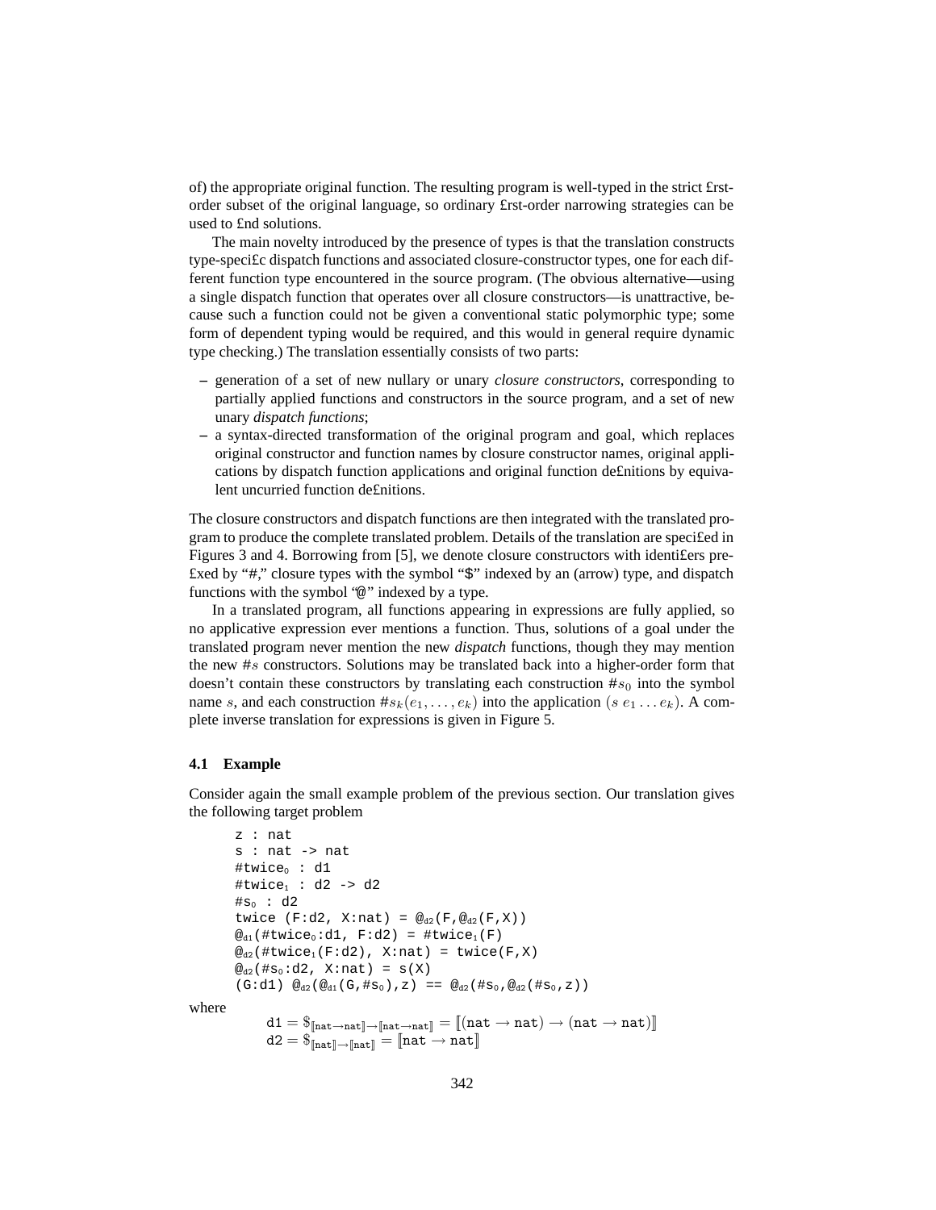of) the appropriate original function. The resulting program is well-typed in the strict first-order subset of the original language, so ordinary first-order narrowing strategies can be used to find solutions.

The main novelty introduced by the presence of types is that the translation constructs type-specific dispatch functions and associated closure-constructor types, one for each different function type encountered in the source program. (The obvious alternative—using a single dispatch function that operates over all closure constructors—is unattractive, because such a function could not be given a conventional static polymorphic type; some form of dependent typing would be required, and this would in general require dynamic type checking.) The translation essentially consists of two parts:

- generation of a set of new nullary or unary *closure constructors*, corresponding to partially applied functions and constructors in the source program, and a set of new unary *dispatch functions*;
- a syntax-directed transformation of the original program and goal, which replaces original constructor and function names by closure constructor names, original applications by dispatch function applications and original function definitions by equivalent uncurried function definitions.

The closure constructors and dispatch functions are then integrated with the translated program to produce the complete translated problem. Details of the translation are specified in Figures 3 and 4. Borrowing from [5], we denote closure constructors with identifiers prefixed by "#," closure types with the symbol "$" indexed by an (arrow) type, and dispatch functions with the symbol "@" indexed by a type.

In a translated program, all functions appearing in expressions are fully applied, so no applicative expression ever mentions a function. Thus, solutions of a goal under the translated program never mention the new *dispatch* functions, though they may mention the new $\#s$ constructors. Solutions may be translated back into a higher-order form that doesn't contain these constructors by translating each construction $\#s_0$ into the symbol name $s$, and each construction $\#s_k(e_1,\ldots,e_k)$ into the application $(s\ e_1 \ldots e_k)$. A complete inverse translation for expressions is given in Figure 5.

### 4.1 Example

Consider again the small example problem of the previous section. Our translation gives the following target problem

```
z : nat
s : nat -> nat
#twice_0 : d1
#twice_1 : d2 -> d2
#s_0 : d2
twice (F:d2, X:nat) = @_d2(F,@_d2(F,X))
@_d1(#twice_0:d1, F:d2) = #twice_1(F)
@_d2(#twice_1(F:d2), X:nat) = twice(F,X)
@_d2(#s_0:d2, X:nat) = s(X)
(G:d1) @_d2(@_d1(G,#s_0),z) == @_d2(#s_0,@_d2(#s_0,z))
```

where

$$\mathtt{d1} = \$_{[\![\mathtt{nat}\rightarrow\mathtt{nat}]\!]\rightarrow[\![\mathtt{nat}\rightarrow\mathtt{nat}]\!]} = [\![(\mathtt{nat}\rightarrow\mathtt{nat})\rightarrow(\mathtt{nat}\rightarrow\mathtt{nat})]\!]$$
$$\mathtt{d2} = \$_{[\![\mathtt{nat}]\!]\rightarrow[\![\mathtt{nat}]\!]} = [\![\mathtt{nat}\rightarrow\mathtt{nat}]\!]$$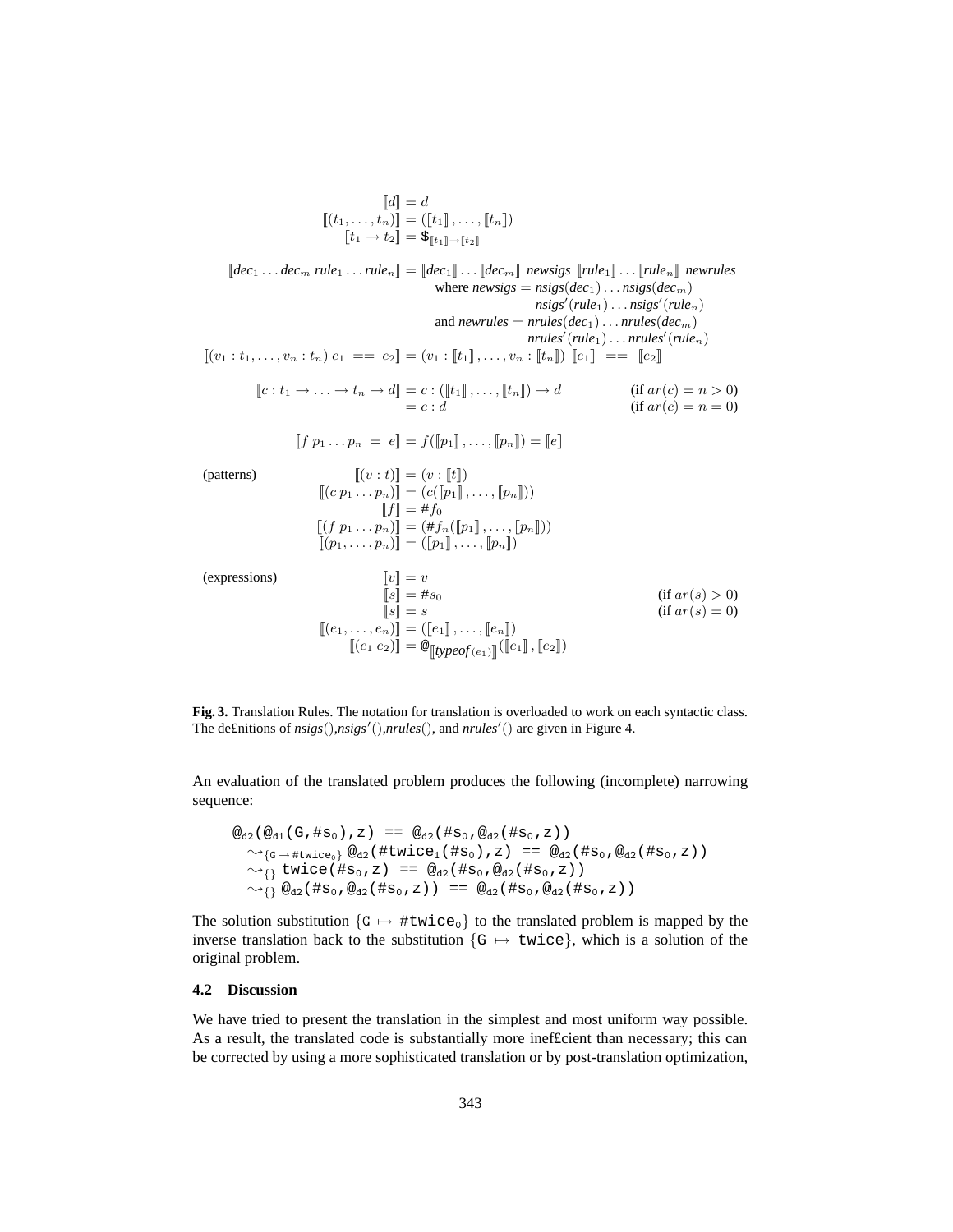$$
\begin{aligned}
[\![d]\!] &= d \\
[\![(t_1,\ldots,t_n)]\!] &= ([\![t_1]\!],\ldots,[\![t_n]\!]) \\
[\![t_1 \rightarrow t_2]\!] &= \$_{[\![t_1]\!]\rightarrow[\![t_2]\!]}
\end{aligned}
$$

$$
\begin{aligned}
[\![\mathit{dec}_1 \ldots \mathit{dec}_m\ \mathit{rule}_1 \ldots \mathit{rule}_n]\!] &= [\![\mathit{dec}_1]\!] \ldots [\![\mathit{dec}_m]\!]\ \ \mathit{newsigs}\ \ [\![\mathit{rule}_1]\!] \ldots [\![\mathit{rule}_n]\!]\ \ \mathit{newrules} \\
&\quad \text{where } \mathit{newsigs} = \mathit{nsigs}(\mathit{dec}_1) \ldots \mathit{nsigs}(\mathit{dec}_m) \\
&\qquad\qquad\qquad\qquad \mathit{nsigs}'(\mathit{rule}_1) \ldots \mathit{nsigs}'(\mathit{rule}_n) \\
&\quad \text{and } \mathit{newrules} = \mathit{nrules}(\mathit{dec}_1) \ldots \mathit{nrules}(\mathit{dec}_m) \\
&\qquad\qquad\qquad\qquad \mathit{nrules}'(\mathit{rule}_1) \ldots \mathit{nrules}'(\mathit{rule}_n) \\
[\![(v_1 : t_1,\ldots,v_n : t_n)\ e_1\ \ \texttt{==}\ \ e_2]\!] &= (v_1 : [\![t_1]\!],\ldots,v_n : [\![t_n]\!])\ [\![e_1]\!]\ \ \texttt{==}\ \ [\![e_2]\!]
\end{aligned}
$$

$$
\begin{aligned}
[\![c : t_1 \rightarrow \ldots \rightarrow t_n \rightarrow d]\!] &= c : ([\![t_1]\!],\ldots,[\![t_n]\!]) \rightarrow d && (\text{if } ar(c) = n > 0) \\
&= c : d && (\text{if } ar(c) = n = 0)
\end{aligned}
$$

$$
[\![f\ p_1 \ldots p_n\ =\ e]\!] = f([\![p_1]\!],\ldots,[\![p_n]\!]) = [\![e]\!]
$$

(patterns)

$$
\begin{aligned}
[\![(v : t)]\!] &= (v : [\![t]\!]) \\
[\![(c\ p_1 \ldots p_n)]\!] &= (c([\![p_1]\!],\ldots,[\![p_n]\!])) \\
[\![f]\!] &= \#f_0 \\
[\![(f\ p_1 \ldots p_n)]\!] &= (\#f_n([\![p_1]\!],\ldots,[\![p_n]\!])) \\
[\![(p_1,\ldots,p_n)]\!] &= ([\![p_1]\!],\ldots,[\![p_n]\!])
\end{aligned}
$$

(expressions)

$$
\begin{aligned}
[\![v]\!] &= v \\
[\![s]\!] &= \#s_0 && (\text{if } ar(s) > 0) \\
[\![s]\!] &= s && (\text{if } ar(s) = 0) \\
[\![(e_1,\ldots,e_n)]\!] &= ([\![e_1]\!],\ldots,[\![e_n]\!]) \\
[\![(e_1\ e_2)]\!] &= @_{[\![\mathit{typeof}(e_1)]\!]}([\![e_1]\!],[\![e_2]\!])
\end{aligned}
$$

**Fig. 3.** Translation Rules. The notation for translation is overloaded to work on each syntactic class. The de£nitions of *nsigs*(),*nsigs*′(),*nrules*(), and *nrules*′() are given in Figure 4.

An evaluation of the translated problem produces the following (incomplete) narrowing sequence:

$$
\begin{aligned}
&\texttt{@}_{\texttt{d2}}(\texttt{@}_{\texttt{d1}}(\texttt{G},\texttt{\#s}_0),\texttt{z})\ \texttt{==}\ \texttt{@}_{\texttt{d2}}(\texttt{\#s}_0,\texttt{@}_{\texttt{d2}}(\texttt{\#s}_0,\texttt{z})) \\
&\quad \rightsquigarrow_{\{\texttt{G}\mapsto\texttt{\#twice}_0\}}\ \texttt{@}_{\texttt{d2}}(\texttt{\#twice}_1(\texttt{\#s}_0),\texttt{z})\ \texttt{==}\ \texttt{@}_{\texttt{d2}}(\texttt{\#s}_0,\texttt{@}_{\texttt{d2}}(\texttt{\#s}_0,\texttt{z})) \\
&\quad \rightsquigarrow_{\{\}}\ \texttt{twice}(\texttt{\#s}_0,\texttt{z})\ \texttt{==}\ \texttt{@}_{\texttt{d2}}(\texttt{\#s}_0,\texttt{@}_{\texttt{d2}}(\texttt{\#s}_0,\texttt{z})) \\
&\quad \rightsquigarrow_{\{\}}\ \texttt{@}_{\texttt{d2}}(\texttt{\#s}_0,\texttt{@}_{\texttt{d2}}(\texttt{\#s}_0,\texttt{z}))\ \texttt{==}\ \texttt{@}_{\texttt{d2}}(\texttt{\#s}_0,\texttt{@}_{\texttt{d2}}(\texttt{\#s}_0,\texttt{z}))
\end{aligned}
$$

The solution substitution $\{\texttt{G} \mapsto \texttt{\#twice}_0\}$ to the translated problem is mapped by the inverse translation back to the substitution $\{\texttt{G} \mapsto \texttt{twice}\}$, which is a solution of the original problem.

### 4.2 Discussion

We have tried to present the translation in the simplest and most uniform way possible. As a result, the translated code is substantially more inef£cient than necessary; this can be corrected by using a more sophisticated translation or by post-translation optimization,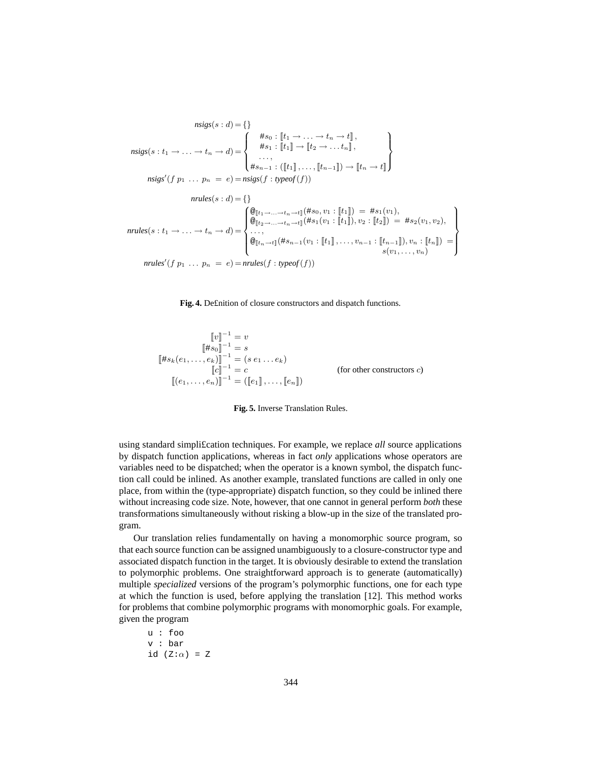$$
\begin{aligned}
\mathit{nsigs}(s : d) &= \{\} \\
\mathit{nsigs}(s : t_1 \to \ldots \to t_n \to d) &= \left\{
\begin{array}{c}
\#s_0 : [\![t_1 \to \ldots \to t_n \to t]\!], \\
\#s_1 : [\![t_1]\!] \to [\![t_2 \to \ldots t_n]\!], \\
\ldots, \\
\#s_{n-1} : ([\![t_1]\!], \ldots, [\![t_{n-1}]\!]) \to [\![t_n \to t]\!]
\end{array}
\right\} \\
\mathit{nsigs}'(f\ p_1\ \ldots\ p_n\ =\ e) &= \mathit{nsigs}(f : \mathit{typeof}(f))
\end{aligned}
$$

$$
\begin{aligned}
\mathit{nrules}(s : d) &= \{\} \\
\mathit{nrules}(s : t_1 \to \ldots \to t_n \to d) &= \left\{
\begin{array}{l}
@_{[\![t_1 \to \ldots \to t_n \to t]\!]}(\#s_0, v_1 : [\![t_1]\!])\ =\ \#s_1(v_1), \\
@_{[\![t_2 \to \ldots \to t_n \to t]\!]}(\#s_1(v_1 : [\![t_1]\!]), v_2 : [\![t_2]\!])\ =\ \#s_2(v_1, v_2), \\
\ldots, \\
@_{[\![t_n \to t]\!]}(\#s_{n-1}(v_1 : [\![t_1]\!], \ldots, v_{n-1} : [\![t_{n-1}]\!]), v_n : [\![t_n]\!])\ = \\
\qquad\qquad\qquad\qquad\qquad\qquad s(v_1, \ldots, v_n)
\end{array}
\right\} \\
\mathit{nrules}'(f\ p_1\ \ldots\ p_n\ =\ e) &= \mathit{nrules}(f : \mathit{typeof}(f))
\end{aligned}
$$

**Fig. 4.** De£nition of closure constructors and dispatch functions.

$$
\begin{aligned}
[\![v]\!]^{-1} &= v \\
[\![\#s_0]\!]^{-1} &= s \\
[\![\#s_k(e_1, \ldots, e_k)]\!]^{-1} &= (s\ e_1 \ldots e_k) \\
[\![c]\!]^{-1} &= c \qquad\qquad \text{(for other constructors } c\text{)} \\
[\![(e_1, \ldots, e_n)]\!]^{-1} &= ([\![e_1]\!], \ldots, [\![e_n]\!])
\end{aligned}
$$

**Fig. 5.** Inverse Translation Rules.

using standard simpli£cation techniques. For example, we replace *all* source applications by dispatch function applications, whereas in fact *only* applications whose operators are variables need to be dispatched; when the operator is a known symbol, the dispatch function call could be inlined. As another example, translated functions are called in only one place, from within the (type-appropriate) dispatch function, so they could be inlined there without increasing code size. Note, however, that one cannot in general perform *both* these transformations simultaneously without risking a blow-up in the size of the translated program.

Our translation relies fundamentally on having a monomorphic source program, so that each source function can be assigned unambiguously to a closure-constructor type and associated dispatch function in the target. It is obviously desirable to extend the translation to polymorphic problems. One straightforward approach is to generate (automatically) multiple *specialized* versions of the program's polymorphic functions, one for each type at which the function is used, before applying the translation [12]. This method works for problems that combine polymorphic programs with monomorphic goals. For example, given the program

```
u : foo
v : bar
id (Z:α) = Z
```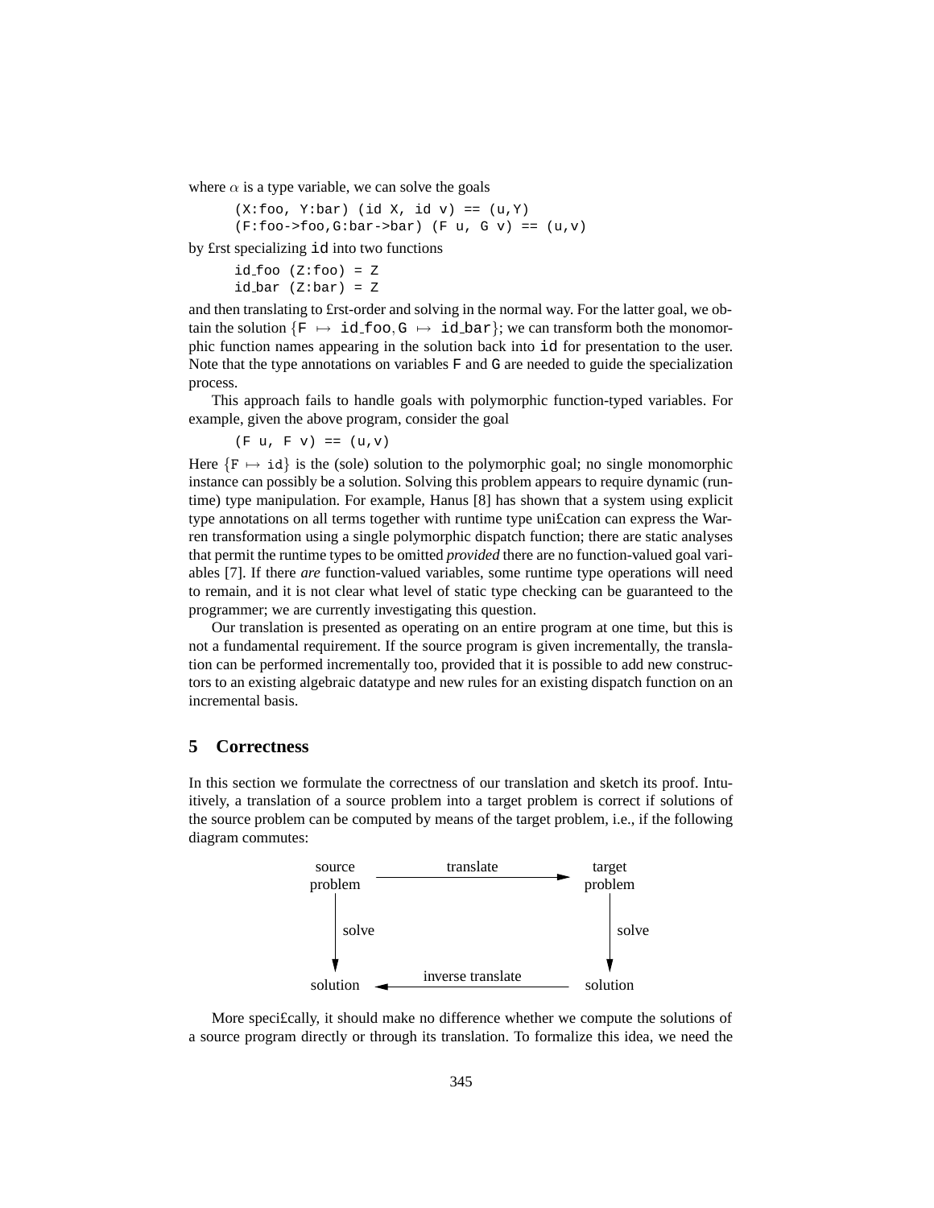where $\alpha$ is a type variable, we can solve the goals

```
(X:foo, Y:bar) (id X, id v) == (u,Y)
(F:foo->foo,G:bar->bar) (F u, G v) == (u,v)
```

by £rst specializing `id` into two functions

```
id_foo (Z:foo) = Z
id_bar (Z:bar) = Z
```

and then translating to £rst-order and solving in the normal way. For the latter goal, we obtain the solution $\{$`F` $\mapsto$ `id_foo`, `G` $\mapsto$ `id_bar`$\}$; we can transform both the monomorphic function names appearing in the solution back into `id` for presentation to the user. Note that the type annotations on variables `F` and `G` are needed to guide the specialization process.

This approach fails to handle goals with polymorphic function-typed variables. For example, given the above program, consider the goal

```
(F u, F v) == (u,v)
```

Here $\{$`F` $\mapsto$ `id`$\}$ is the (sole) solution to the polymorphic goal; no single monomorphic instance can possibly be a solution. Solving this problem appears to require dynamic (runtime) type manipulation. For example, Hanus [8] has shown that a system using explicit type annotations on all terms together with runtime type uni£cation can express the Warren transformation using a single polymorphic dispatch function; there are static analyses that permit the runtime types to be omitted *provided* there are no function-valued goal variables [7]. If there *are* function-valued variables, some runtime type operations will need to remain, and it is not clear what level of static type checking can be guaranteed to the programmer; we are currently investigating this question.

Our translation is presented as operating on an entire program at one time, but this is not a fundamental requirement. If the source program is given incrementally, the translation can be performed incrementally too, provided that it is possible to add new constructors to an existing algebraic datatype and new rules for an existing dispatch function on an incremental basis.

## 5 Correctness

In this section we formulate the correctness of our translation and sketch its proof. Intuitively, a translation of a source problem into a target problem is correct if solutions of the source problem can be computed by means of the target problem, i.e., if the following diagram commutes:

```
source            translate            target
problem  ------------------------->   problem
   |                                     |
   | solve                               | solve
   v                                     v
solution <-------------------------   solution
               inverse translate
```

More speci£cally, it should make no difference whether we compute the solutions of a source program directly or through its translation. To formalize this idea, we need the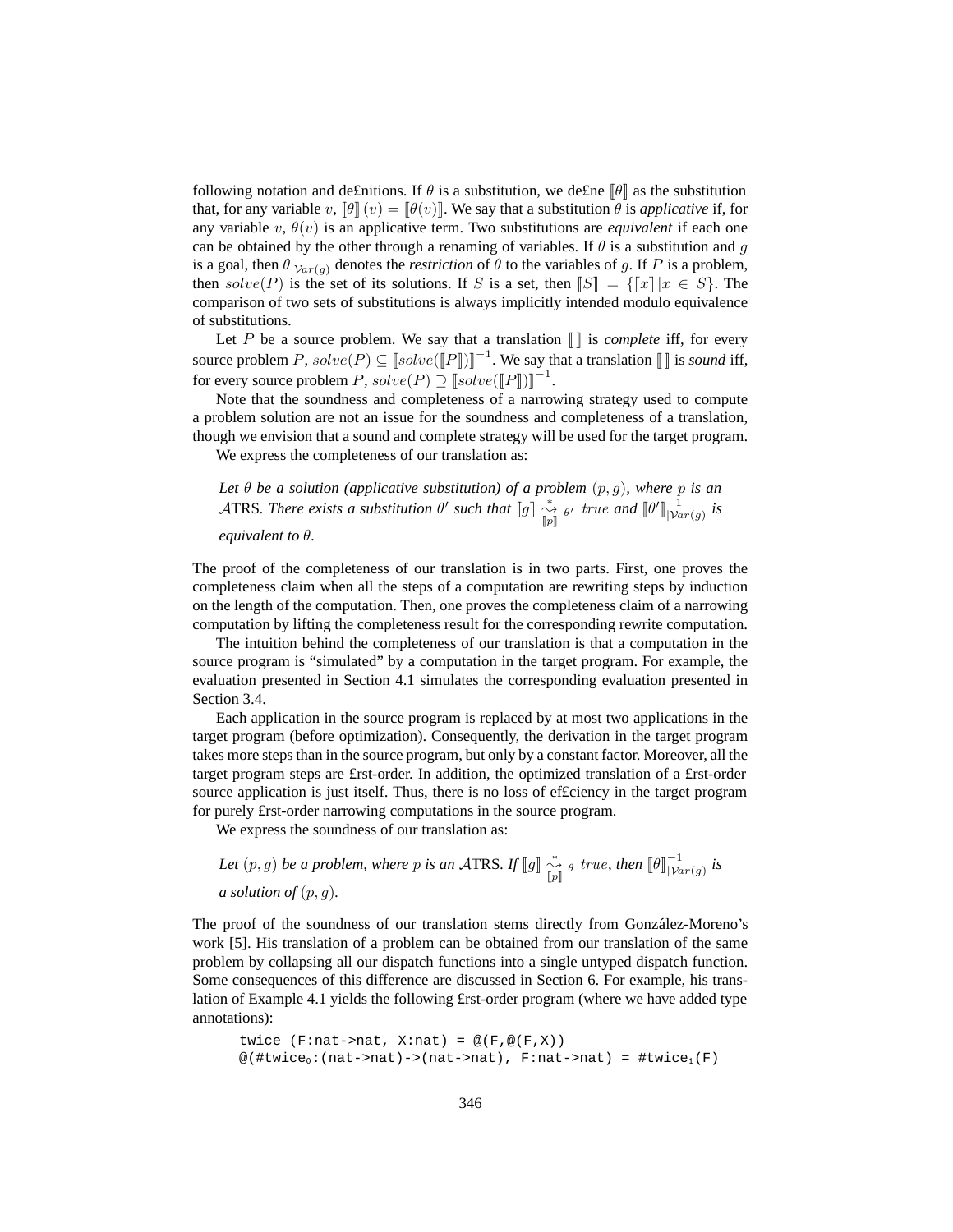following notation and definitions. If $\theta$ is a substitution, we define $[\![\theta]\!]$ as the substitution that, for any variable $v$, $[\![\theta]\!](v) = [\![\theta(v)]\!]$. We say that a substitution $\theta$ is *applicative* if, for any variable $v$, $\theta(v)$ is an applicative term. Two substitutions are *equivalent* if each one can be obtained by the other through a renaming of variables. If $\theta$ is a substitution and $g$ is a goal, then $\theta_{|\mathcal{V}ar(g)}$ denotes the *restriction* of $\theta$ to the variables of $g$. If $P$ is a problem, then $solve(P)$ is the set of its solutions. If $S$ is a set, then $[\![S]\!] = \{[\![x]\!] \,|\, x \in S\}$. The comparison of two sets of substitutions is always implicitly intended modulo equivalence of substitutions.

Let $P$ be a source problem. We say that a translation $[\![\,]\!]$ is *complete* iff, for every source problem $P$, $solve(P) \subseteq [\![solve([\![P]\!])]\!]^{-1}$. We say that a translation $[\![\,]\!]$ is *sound* iff, for every source problem $P$, $solve(P) \supseteq [\![solve([\![P]\!])]\!]^{-1}$.

Note that the soundness and completeness of a narrowing strategy used to compute a problem solution are not an issue for the soundness and completeness of a translation, though we envision that a sound and complete strategy will be used for the target program.

We express the completeness of our translation as:

> *Let $\theta$ be a solution (applicative substitution) of a problem $(p, g)$, where $p$ is an $\mathcal{A}$TRS. There exists a substitution $\theta'$ such that $[\![g]\!] \overset{*}{\underset{[\![p]\!]}{\rightsquigarrow}}_{\theta'}$ $true$ and $[\![\theta']\!]^{-1}_{|\mathcal{V}ar(g)}$ is equivalent to $\theta$.*

The proof of the completeness of our translation is in two parts. First, one proves the completeness claim when all the steps of a computation are rewriting steps by induction on the length of the computation. Then, one proves the completeness claim of a narrowing computation by lifting the completeness result for the corresponding rewrite computation.

The intuition behind the completeness of our translation is that a computation in the source program is "simulated" by a computation in the target program. For example, the evaluation presented in Section 4.1 simulates the corresponding evaluation presented in Section 3.4.

Each application in the source program is replaced by at most two applications in the target program (before optimization). Consequently, the derivation in the target program takes more steps than in the source program, but only by a constant factor. Moreover, all the target program steps are first-order. In addition, the optimized translation of a first-order source application is just itself. Thus, there is no loss of efficiency in the target program for purely first-order narrowing computations in the source program.

We express the soundness of our translation as:

> *Let $(p, g)$ be a problem, where $p$ is an $\mathcal{A}$TRS. If $[\![g]\!] \overset{*}{\underset{[\![p]\!]}{\rightsquigarrow}}_{\theta}$ $true$, then $[\![\theta]\!]^{-1}_{|\mathcal{V}ar(g)}$ is a solution of $(p, g)$.*

The proof of the soundness of our translation stems directly from González-Moreno's work [5]. His translation of a problem can be obtained from our translation of the same problem by collapsing all our dispatch functions into a single untyped dispatch function. Some consequences of this difference are discussed in Section 6. For example, his translation of Example 4.1 yields the following first-order program (where we have added type annotations):

```
twice (F:nat->nat, X:nat) = @(F,@(F,X))
@(#twice0:(nat->nat)->(nat->nat), F:nat->nat) = #twice1(F)
```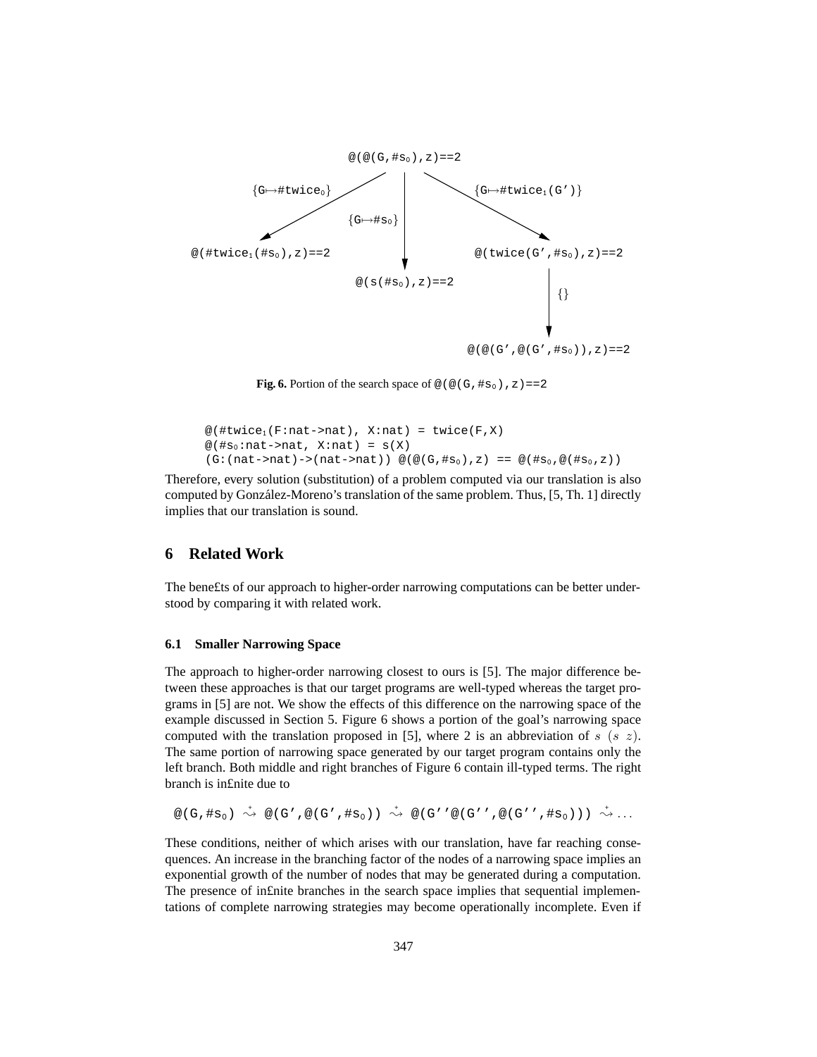```
                         @(@(G,#s0),z)==2
        {G↦#twice0}            |             {G↦#twice1(G')}
                          {G↦#s0}
@(#twice1(#s0),z)==2           |            @(twice(G',#s0),z)==2
                        @(s(#s0),z)==2              |
                                                    {}
                                                    |
                                          @(@(G',@(G',#s0)),z)==2
```

**Fig. 6.** Portion of the search space of `@(@(G,#s0),z)==2`

```
@(#twice1(F:nat->nat), X:nat) = twice(F,X)
@(#s0:nat->nat, X:nat) = s(X)
(G:(nat->nat)->(nat->nat)) @(@(G,#s0),z) == @(#s0,@(#s0,z))
```

Therefore, every solution (substitution) of a problem computed via our translation is also computed by González-Moreno's translation of the same problem. Thus, [5, Th. 1] directly implies that our translation is sound.

## 6 Related Work

The benefits of our approach to higher-order narrowing computations can be better understood by comparing it with related work.

### 6.1 Smaller Narrowing Space

The approach to higher-order narrowing closest to ours is [5]. The major difference between these approaches is that our target programs are well-typed whereas the target programs in [5] are not. We show the effects of this difference on the narrowing space of the example discussed in Section 5. Figure 6 shows a portion of the goal's narrowing space computed with the translation proposed in [5], where 2 is an abbreviation of $s\ (s\ z)$. The same portion of narrowing space generated by our target program contains only the left branch. Both middle and right branches of Figure 6 contain ill-typed terms. The right branch is infinite due to

$$\texttt{@(G,\#s}_0\texttt{)} \overset{+}{\leadsto} \texttt{@(G',@(G',\#s}_0\texttt{))} \overset{+}{\leadsto} \texttt{@(G''@(G'',@(G'',\#s}_0\texttt{)))} \overset{+}{\leadsto} \ldots$$

These conditions, neither of which arises with our translation, have far reaching consequences. An increase in the branching factor of the nodes of a narrowing space implies an exponential growth of the number of nodes that may be generated during a computation. The presence of infinite branches in the search space implies that sequential implementations of complete narrowing strategies may become operationally incomplete. Even if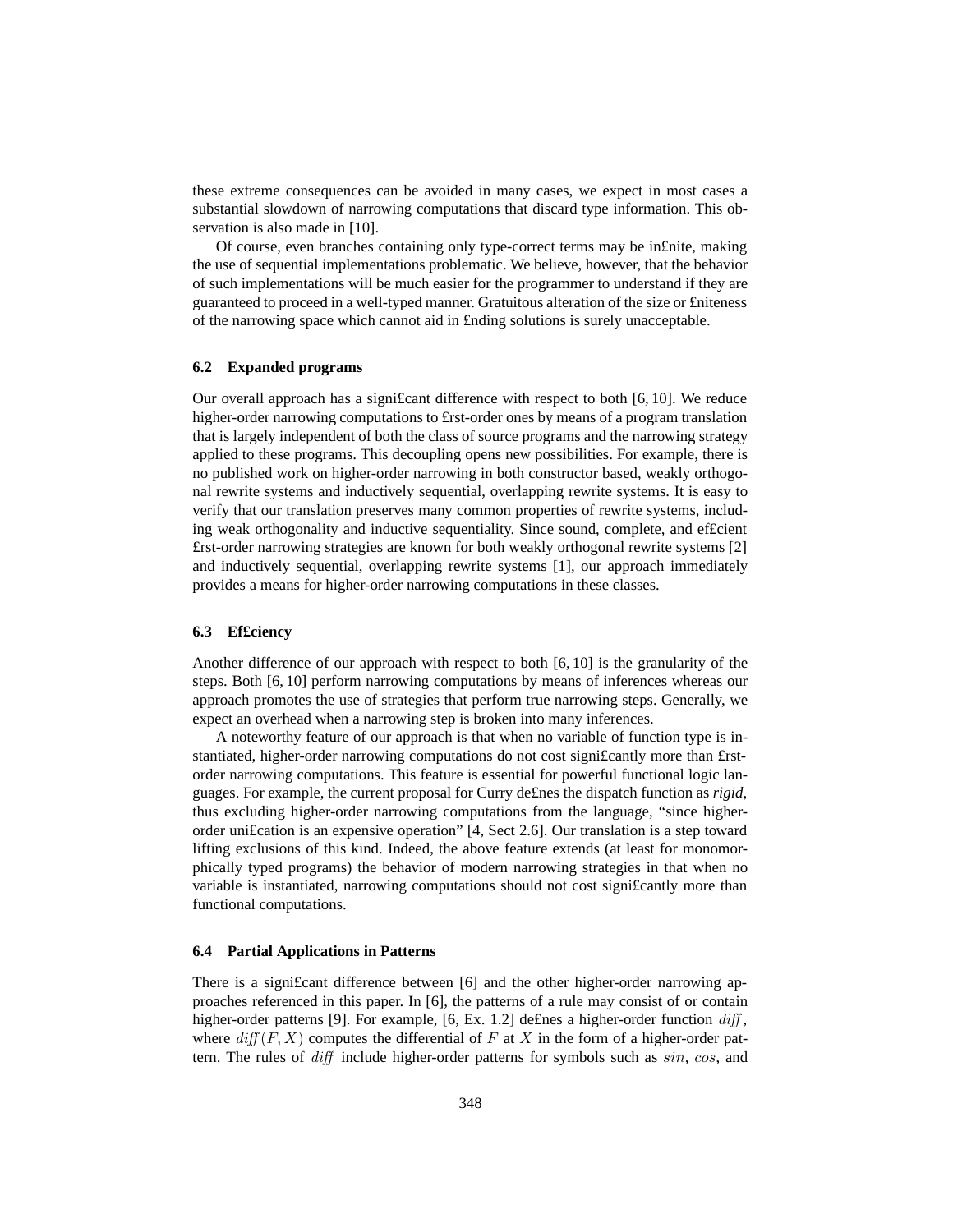these extreme consequences can be avoided in many cases, we expect in most cases a substantial slowdown of narrowing computations that discard type information. This observation is also made in [10].

Of course, even branches containing only type-correct terms may be infinite, making the use of sequential implementations problematic. We believe, however, that the behavior of such implementations will be much easier for the programmer to understand if they are guaranteed to proceed in a well-typed manner. Gratuitous alteration of the size or finiteness of the narrowing space which cannot aid in finding solutions is surely unacceptable.

### 6.2 Expanded programs

Our overall approach has a significant difference with respect to both [6, 10]. We reduce higher-order narrowing computations to first-order ones by means of a program translation that is largely independent of both the class of source programs and the narrowing strategy applied to these programs. This decoupling opens new possibilities. For example, there is no published work on higher-order narrowing in both constructor based, weakly orthogonal rewrite systems and inductively sequential, overlapping rewrite systems. It is easy to verify that our translation preserves many common properties of rewrite systems, including weak orthogonality and inductive sequentiality. Since sound, complete, and efficient first-order narrowing strategies are known for both weakly orthogonal rewrite systems [2] and inductively sequential, overlapping rewrite systems [1], our approach immediately provides a means for higher-order narrowing computations in these classes.

### 6.3 Efficiency

Another difference of our approach with respect to both [6, 10] is the granularity of the steps. Both [6, 10] perform narrowing computations by means of inferences whereas our approach promotes the use of strategies that perform true narrowing steps. Generally, we expect an overhead when a narrowing step is broken into many inferences.

A noteworthy feature of our approach is that when no variable of function type is instantiated, higher-order narrowing computations do not cost significantly more than first-order narrowing computations. This feature is essential for powerful functional logic languages. For example, the current proposal for Curry defines the dispatch function as *rigid*, thus excluding higher-order narrowing computations from the language, "since higher-order unification is an expensive operation" [4, Sect 2.6]. Our translation is a step toward lifting exclusions of this kind. Indeed, the above feature extends (at least for monomorphically typed programs) the behavior of modern narrowing strategies in that when no variable is instantiated, narrowing computations should not cost significantly more than functional computations.

### 6.4 Partial Applications in Patterns

There is a significant difference between [6] and the other higher-order narrowing approaches referenced in this paper. In [6], the patterns of a rule may consist of or contain higher-order patterns [9]. For example, [6, Ex. 1.2] defines a higher-order function $\mathit{diff}$, where $\mathit{diff}(F, X)$ computes the differential of $F$ at $X$ in the form of a higher-order pattern. The rules of $\mathit{diff}$ include higher-order patterns for symbols such as $sin$, $cos$, and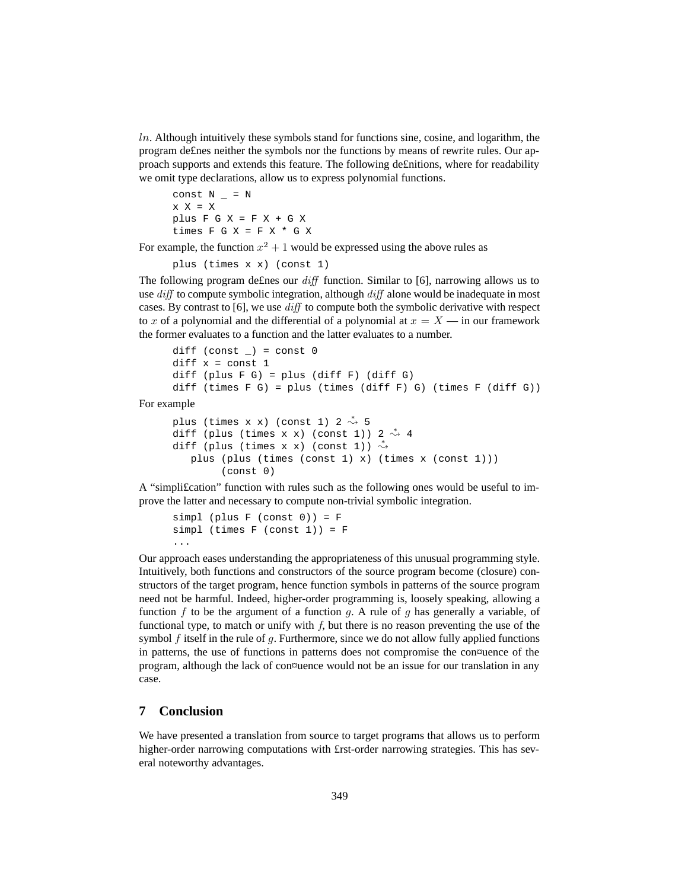$ln$. Although intuitively these symbols stand for functions sine, cosine, and logarithm, the program defines neither the symbols nor the functions by means of rewrite rules. Our approach supports and extends this feature. The following definitions, where for readability we omit type declarations, allow us to express polynomial functions.

```
const N _ = N
x X = X
plus F G X = F X + G X
times F G X = F X * G X
```

For example, the function $x^2 + 1$ would be expressed using the above rules as

```
plus (times x x) (const 1)
```

The following program defines our $diff$ function. Similar to [6], narrowing allows us to use $diff$ to compute symbolic integration, although $diff$ alone would be inadequate in most cases. By contrast to [6], we use $diff$ to compute both the symbolic derivative with respect to $x$ of a polynomial and the differential of a polynomial at $x = X$ — in our framework the former evaluates to a function and the latter evaluates to a number.

```
diff (const _) = const 0
diff x = const 1
diff (plus F G) = plus (diff F) (diff G)
diff (times F G) = plus (times (diff F) G) (times F (diff G))
```

For example

```
plus (times x x) (const 1) 2 ⇝* 5
diff (plus (times x x) (const 1)) 2 ⇝* 4
diff (plus (times x x) (const 1)) ⇝*
   plus (plus (times (const 1) x) (times x (const 1)))
        (const 0)
```

A "simplification" function with rules such as the following ones would be useful to improve the latter and necessary to compute non-trivial symbolic integration.

```
simpl (plus F (const 0)) = F
simpl (times F (const 1)) = F
...
```

Our approach eases understanding the appropriateness of this unusual programming style. Intuitively, both functions and constructors of the source program become (closure) constructors of the target program, hence function symbols in patterns of the source program need not be harmful. Indeed, higher-order programming is, loosely speaking, allowing a function $f$ to be the argument of a function $g$. A rule of $g$ has generally a variable, of functional type, to match or unify with $f$, but there is no reason preventing the use of the symbol $f$ itself in the rule of $g$. Furthermore, since we do not allow fully applied functions in patterns, the use of functions in patterns does not compromise the confluence of the program, although the lack of confluence would not be an issue for our translation in any case.

## 7 Conclusion

We have presented a translation from source to target programs that allows us to perform higher-order narrowing computations with first-order narrowing strategies. This has several noteworthy advantages.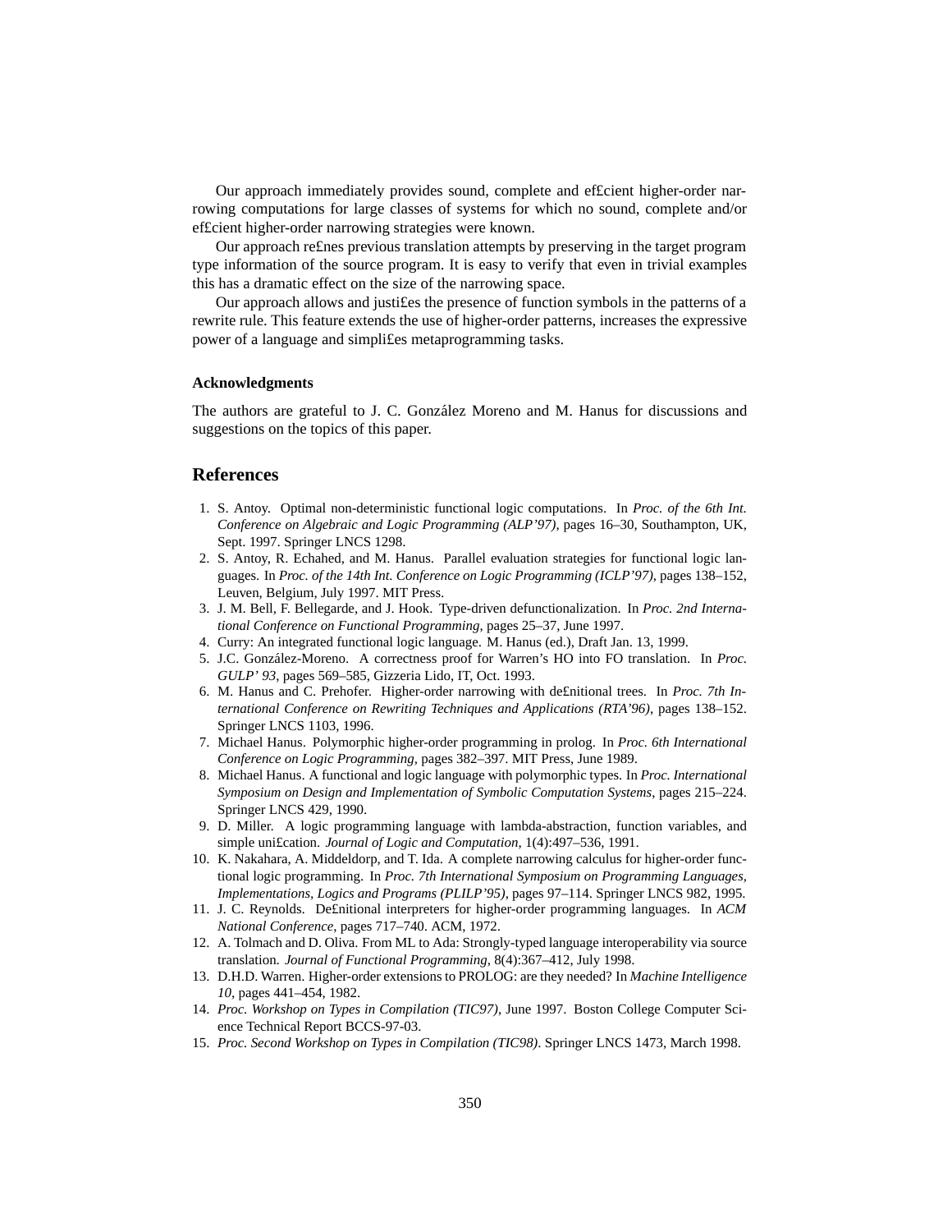Our approach immediately provides sound, complete and ef£cient higher-order narrowing computations for large classes of systems for which no sound, complete and/or ef£cient higher-order narrowing strategies were known.

Our approach re£nes previous translation attempts by preserving in the target program type information of the source program. It is easy to verify that even in trivial examples this has a dramatic effect on the size of the narrowing space.

Our approach allows and justi£es the presence of function symbols in the patterns of a rewrite rule. This feature extends the use of higher-order patterns, increases the expressive power of a language and simpli£es metaprogramming tasks.

### Acknowledgments

The authors are grateful to J. C. González Moreno and M. Hanus for discussions and suggestions on the topics of this paper.

## References

1. S. Antoy. Optimal non-deterministic functional logic computations. In *Proc. of the 6th Int. Conference on Algebraic and Logic Programming (ALP'97)*, pages 16–30, Southampton, UK, Sept. 1997. Springer LNCS 1298.
2. S. Antoy, R. Echahed, and M. Hanus. Parallel evaluation strategies for functional logic languages. In *Proc. of the 14th Int. Conference on Logic Programming (ICLP'97)*, pages 138–152, Leuven, Belgium, July 1997. MIT Press.
3. J. M. Bell, F. Bellegarde, and J. Hook. Type-driven defunctionalization. In *Proc. 2nd International Conference on Functional Programming*, pages 25–37, June 1997.
4. Curry: An integrated functional logic language. M. Hanus (ed.), Draft Jan. 13, 1999.
5. J.C. González-Moreno. A correctness proof for Warren's HO into FO translation. In *Proc. GULP' 93*, pages 569–585, Gizzeria Lido, IT, Oct. 1993.
6. M. Hanus and C. Prehofer. Higher-order narrowing with de£nitional trees. In *Proc. 7th International Conference on Rewriting Techniques and Applications (RTA'96)*, pages 138–152. Springer LNCS 1103, 1996.
7. Michael Hanus. Polymorphic higher-order programming in prolog. In *Proc. 6th International Conference on Logic Programming*, pages 382–397. MIT Press, June 1989.
8. Michael Hanus. A functional and logic language with polymorphic types. In *Proc. International Symposium on Design and Implementation of Symbolic Computation Systems*, pages 215–224. Springer LNCS 429, 1990.
9. D. Miller. A logic programming language with lambda-abstraction, function variables, and simple uni£cation. *Journal of Logic and Computation*, 1(4):497–536, 1991.
10. K. Nakahara, A. Middeldorp, and T. Ida. A complete narrowing calculus for higher-order functional logic programming. In *Proc. 7th International Symposium on Programming Languages, Implementations, Logics and Programs (PLILP'95)*, pages 97–114. Springer LNCS 982, 1995.
11. J. C. Reynolds. De£nitional interpreters for higher-order programming languages. In *ACM National Conference*, pages 717–740. ACM, 1972.
12. A. Tolmach and D. Oliva. From ML to Ada: Strongly-typed language interoperability via source translation. *Journal of Functional Programming*, 8(4):367–412, July 1998.
13. D.H.D. Warren. Higher-order extensions to PROLOG: are they needed? In *Machine Intelligence 10*, pages 441–454, 1982.
14. *Proc. Workshop on Types in Compilation (TIC97)*, June 1997. Boston College Computer Science Technical Report BCCS-97-03.
15. *Proc. Second Workshop on Types in Compilation (TIC98)*. Springer LNCS 1473, March 1998.